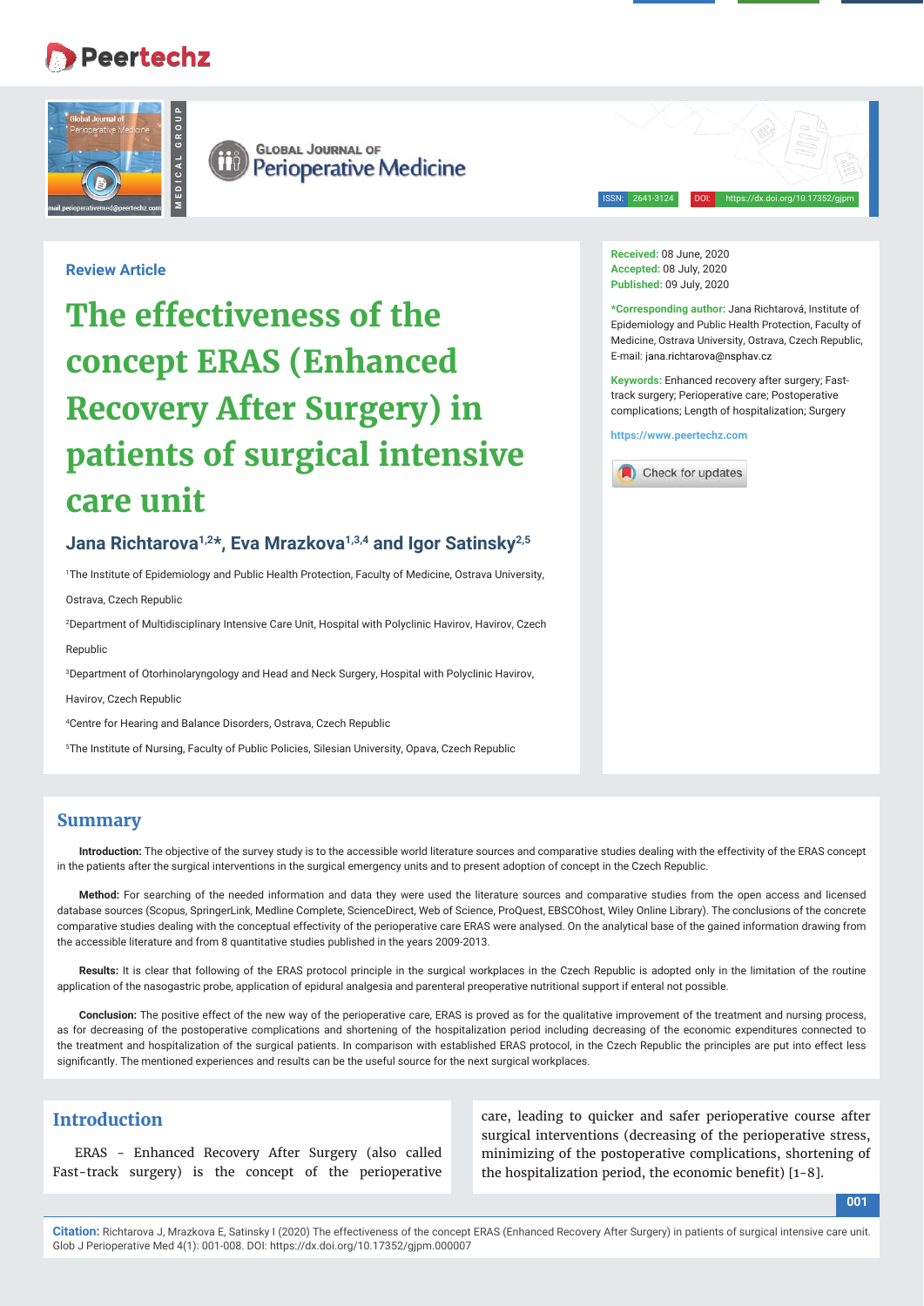Review Article

# The effectiveness of the concept ERAS (Enhanced Recovery After Surgery) in patients of surgical intensive care unit

**Jana Richtarova[1,2]*, Eva Mrazkova[1,3,4] and Igor Satinsky[2,5]**

[1]The Institute of Epidemiology and Public Health Protection, Faculty of Medicine, Ostrava University, Ostrava, Czech Republic

[2]Department of Multidisciplinary Intensive Care Unit, Hospital with Polyclinic Havirov, Havirov, Czech Republic

[3]Department of Otorhinolaryngology and Head and Neck Surgery, Hospital with Polyclinic Havirov, Havirov, Czech Republic

[4]Centre for Hearing and Balance Disorders, Ostrava, Czech Republic

[5]The Institute of Nursing, Faculty of Public Policies, Silesian University, Opava, Czech Republic

**Received:** 08 June, 2020
**Accepted:** 08 July, 2020
**Published:** 09 July, 2020

***Corresponding author:** Jana Richtarová, Institute of Epidemiology and Public Health Protection, Faculty of Medicine, Ostrava University, Ostrava, Czech Republic, E-mail: jana.richtarova@nsphav.cz

**Keywords:** Enhanced recovery after surgery; Fast-track surgery; Perioperative care; Postoperative complications; Length of hospitalization; Surgery

https://www.peertechz.com

## Summary

**Introduction:** The objective of the survey study is to the accessible world literature sources and comparative studies dealing with the effectivity of the ERAS concept in the patients after the surgical interventions in the surgical emergency units and to present adoption of concept in the Czech Republic.

**Method:** For searching of the needed information and data they were used the literature sources and comparative studies from the open access and licensed database sources (Scopus, SpringerLink, Medline Complete, ScienceDirect, Web of Science, ProQuest, EBSCOhost, Wiley Online Library). The conclusions of the concrete comparative studies dealing with the conceptual effectivity of the perioperative care ERAS were analysed. On the analytical base of the gained information drawing from the accessible literature and from 8 quantitative studies published in the years 2009-2013.

**Results:** It is clear that following of the ERAS protocol principle in the surgical workplaces in the Czech Republic is adopted only in the limitation of the routine application of the nasogastric probe, application of epidural analgesia and parenteral preoperative nutritional support if enteral not possible.

**Conclusion:** The positive effect of the new way of the perioperative care, ERAS is proved as for the qualitative improvement of the treatment and nursing process, as for decreasing of the postoperative complications and shortening of the hospitalization period including decreasing of the economic expenditures connected to the treatment and hospitalization of the surgical patients. In comparison with established ERAS protocol, in the Czech Republic the principles are put into effect less significantly. The mentioned experiences and results can be the useful source for the next surgical workplaces.

## Introduction

ERAS - Enhanced Recovery After Surgery (also called Fast-track surgery) is the concept of the perioperative care, leading to quicker and safer perioperative course after surgical interventions (decreasing of the perioperative stress, minimizing of the postoperative complications, shortening of the hospitalization period, the economic benefit) [1-8].

**Citation:** Richtarova J, Mrazkova E, Satinsky I (2020) The effectiveness of the concept ERAS (Enhanced Recovery After Surgery) in patients of surgical intensive care unit. Glob J Perioperative Med 4(1): 001-008. DOI: https://dx.doi.org/10.17352/gjpm.000007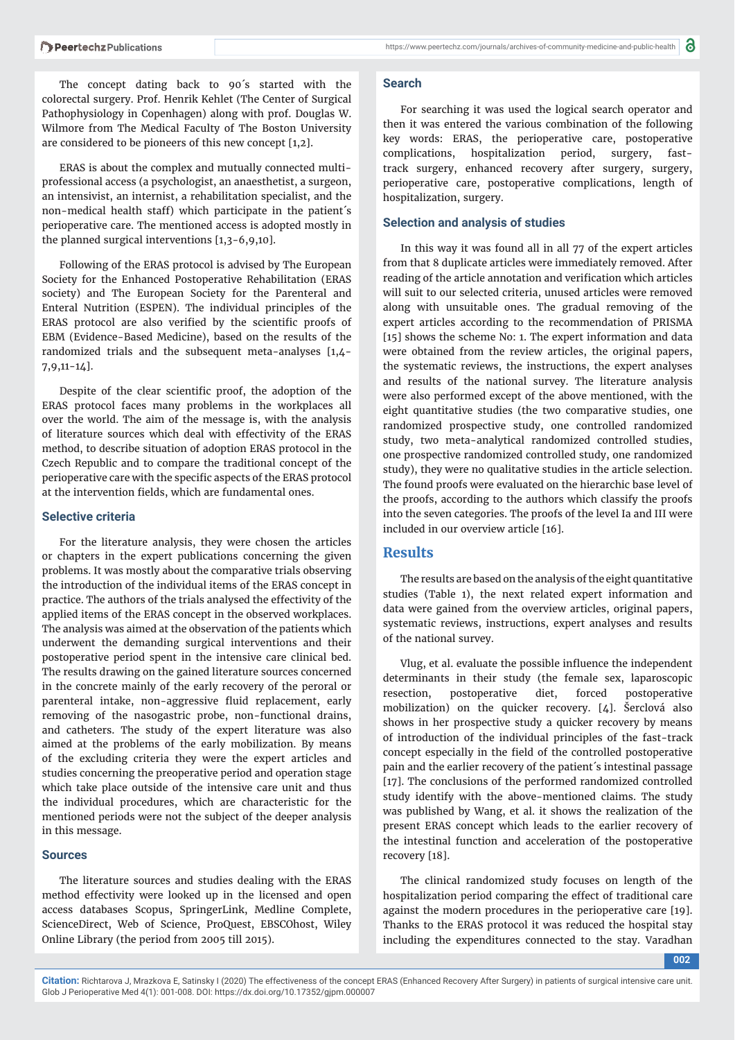The concept dating back to 90´s started with the colorectal surgery. Prof. Henrik Kehlet (The Center of Surgical Pathophysiology in Copenhagen) along with prof. Douglas W. Wilmore from The Medical Faculty of The Boston University are considered to be pioneers of this new concept [1,2].

ERAS is about the complex and mutually connected multi-professional access (a psychologist, an anaesthetist, a surgeon, an intensivist, an internist, a rehabilitation specialist, and the non-medical health staff) which participate in the patient´s perioperative care. The mentioned access is adopted mostly in the planned surgical interventions [1,3-6,9,10].

Following of the ERAS protocol is advised by The European Society for the Enhanced Postoperative Rehabilitation (ERAS society) and The European Society for the Parenteral and Enteral Nutrition (ESPEN). The individual principles of the ERAS protocol are also verified by the scientific proofs of EBM (Evidence-Based Medicine), based on the results of the randomized trials and the subsequent meta-analyses [1,4-7,9,11-14].

Despite of the clear scientific proof, the adoption of the ERAS protocol faces many problems in the workplaces all over the world. The aim of the message is, with the analysis of literature sources which deal with effectivity of the ERAS method, to describe situation of adoption ERAS protocol in the Czech Republic and to compare the traditional concept of the perioperative care with the specific aspects of the ERAS protocol at the intervention fields, which are fundamental ones.

### Selective criteria

For the literature analysis, they were chosen the articles or chapters in the expert publications concerning the given problems. It was mostly about the comparative trials observing the introduction of the individual items of the ERAS concept in practice. The authors of the trials analysed the effectivity of the applied items of the ERAS concept in the observed workplaces. The analysis was aimed at the observation of the patients which underwent the demanding surgical interventions and their postoperative period spent in the intensive care clinical bed. The results drawing on the gained literature sources concerned in the concrete mainly of the early recovery of the peroral or parenteral intake, non-aggressive fluid replacement, early removing of the nasogastric probe, non-functional drains, and catheters. The study of the expert literature was also aimed at the problems of the early mobilization. By means of the excluding criteria they were the expert articles and studies concerning the preoperative period and operation stage which take place outside of the intensive care unit and thus the individual procedures, which are characteristic for the mentioned periods were not the subject of the deeper analysis in this message.

### Sources

The literature sources and studies dealing with the ERAS method effectivity were looked up in the licensed and open access databases Scopus, SpringerLink, Medline Complete, ScienceDirect, Web of Science, ProQuest, EBSCOhost, Wiley Online Library (the period from 2005 till 2015).

### Search

For searching it was used the logical search operator and then it was entered the various combination of the following key words: ERAS, the perioperative care, postoperative complications, hospitalization period, surgery, fast-track surgery, enhanced recovery after surgery, surgery, perioperative care, postoperative complications, length of hospitalization, surgery.

### Selection and analysis of studies

In this way it was found all in all 77 of the expert articles from that 8 duplicate articles were immediately removed. After reading of the article annotation and verification which articles will suit to our selected criteria, unused articles were removed along with unsuitable ones. The gradual removing of the expert articles according to the recommendation of PRISMA [15] shows the scheme No: 1. The expert information and data were obtained from the review articles, the original papers, the systematic reviews, the instructions, the expert analyses and results of the national survey. The literature analysis were also performed except of the above mentioned, with the eight quantitative studies (the two comparative studies, one randomized prospective study, one controlled randomized study, two meta-analytical randomized controlled studies, one prospective randomized controlled study, one randomized study), they were no qualitative studies in the article selection. The found proofs were evaluated on the hierarchic base level of the proofs, according to the authors which classify the proofs into the seven categories. The proofs of the level Ia and III were included in our overview article [16].

## Results

The results are based on the analysis of the eight quantitative studies (Table 1), the next related expert information and data were gained from the overview articles, original papers, systematic reviews, instructions, expert analyses and results of the national survey.

Vlug, et al. evaluate the possible influence the independent determinants in their study (the female sex, laparoscopic resection, postoperative diet, forced postoperative mobilization) on the quicker recovery. [4]. Šerclová also shows in her prospective study a quicker recovery by means of introduction of the individual principles of the fast-track concept especially in the field of the controlled postoperative pain and the earlier recovery of the patient´s intestinal passage [17]. The conclusions of the performed randomized controlled study identify with the above-mentioned claims. The study was published by Wang, et al. it shows the realization of the present ERAS concept which leads to the earlier recovery of the intestinal function and acceleration of the postoperative recovery [18].

The clinical randomized study focuses on length of the hospitalization period comparing the effect of traditional care against the modern procedures in the perioperative care [19]. Thanks to the ERAS protocol it was reduced the hospital stay including the expenditures connected to the stay. Varadhan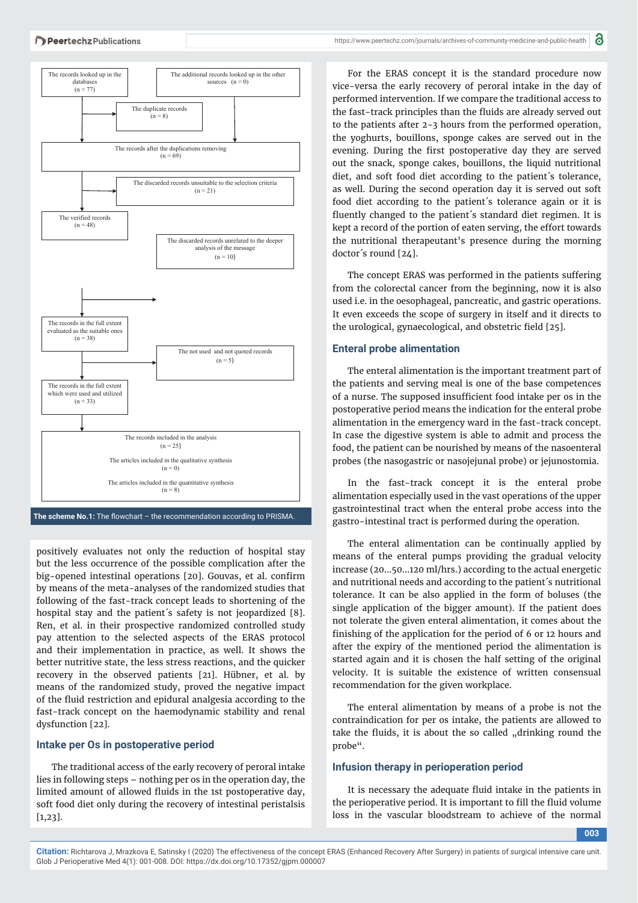The records looked up in the databases (n = 77)

The additional records looked up in the other sources (n = 0)

The duplicate records (n = 8)

The records after the duplications removing (n = 69)

The discarded records unsuitable to the selection criteria (n = 21)

The verified records (n = 48)

The discarded records unrelated to the deeper analysis of the message (n = 10)

The records in the full extent evaluated as the suitable ones (n = 38)

The not used and not quoted records (n = 5)

The records in the full extent which were used and utilized (n = 33)

The records included in the analysis (n = 25)

The articles included in the qualitative synthesis (n = 0)

The articles included in the quantitative synthesis (n = 8)

**The scheme No.1:** The flowchart – the recommendation according to PRISMA.

positively evaluates not only the reduction of hospital stay but the less occurrence of the possible complication after the big-opened intestinal operations [20]. Gouvas, et al. confirm by means of the meta-analyses of the randomized studies that following of the fast-track concept leads to shortening of the hospital stay and the patient´s safety is not jeopardized [8]. Ren, et al. in their prospective randomized controlled study pay attention to the selected aspects of the ERAS protocol and their implementation in practice, as well. It shows the better nutritive state, the less stress reactions, and the quicker recovery in the observed patients [21]. Hübner, et al. by means of the randomized study, proved the negative impact of the fluid restriction and epidural analgesia according to the fast-track concept on the haemodynamic stability and renal dysfunction [22].

## Intake per Os in postoperative period

The traditional access of the early recovery of peroral intake lies in following steps – nothing per os in the operation day, the limited amount of allowed fluids in the 1st postoperative day, soft food diet only during the recovery of intestinal peristalsis [1,23].

For the ERAS concept it is the standard procedure now vice-versa the early recovery of peroral intake in the day of performed intervention. If we compare the traditional access to the fast-track principles than the fluids are already served out to the patients after 2-3 hours from the performed operation, the yoghurts, bouillons, sponge cakes are served out in the evening. During the first postoperative day they are served out the snack, sponge cakes, bouillons, the liquid nutritional diet, and soft food diet according to the patient´s tolerance, as well. During the second operation day it is served out soft food diet according to the patient´s tolerance again or it is fluently changed to the patient´s standard diet regimen. It is kept a record of the portion of eaten serving, the effort towards the nutritional therapeutant's presence during the morning doctor´s round [24].

The concept ERAS was performed in the patients suffering from the colorectal cancer from the beginning, now it is also used i.e. in the oesophageal, pancreatic, and gastric operations. It even exceeds the scope of surgery in itself and it directs to the urological, gynaecological, and obstetric field [25].

## Enteral probe alimentation

The enteral alimentation is the important treatment part of the patients and serving meal is one of the base competences of a nurse. The supposed insufficient food intake per os in the postoperative period means the indication for the enteral probe alimentation in the emergency ward in the fast-track concept. In case the digestive system is able to admit and process the food, the patient can be nourished by means of the nasoenteral probes (the nasogastric or nasojejunal probe) or jejunostomia.

In the fast-track concept it is the enteral probe alimentation especially used in the vast operations of the upper gastrointestinal tract when the enteral probe access into the gastro-intestinal tract is performed during the operation.

The enteral alimentation can be continually applied by means of the enteral pumps providing the gradual velocity increase (20...50...120 ml/hrs.) according to the actual energetic and nutritional needs and according to the patient´s nutritional tolerance. It can be also applied in the form of boluses (the single application of the bigger amount). If the patient does not tolerate the given enteral alimentation, it comes about the finishing of the application for the period of 6 or 12 hours and after the expiry of the mentioned period the alimentation is started again and it is chosen the half setting of the original velocity. It is suitable the existence of written consensual recommendation for the given workplace.

The enteral alimentation by means of a probe is not the contraindication for per os intake, the patients are allowed to take the fluids, it is about the so called „drinking round the probe".

## Infusion therapy in perioperation period

It is necessary the adequate fluid intake in the patients in the perioperative period. It is important to fill the fluid volume loss in the vascular bloodstream to achieve of the normal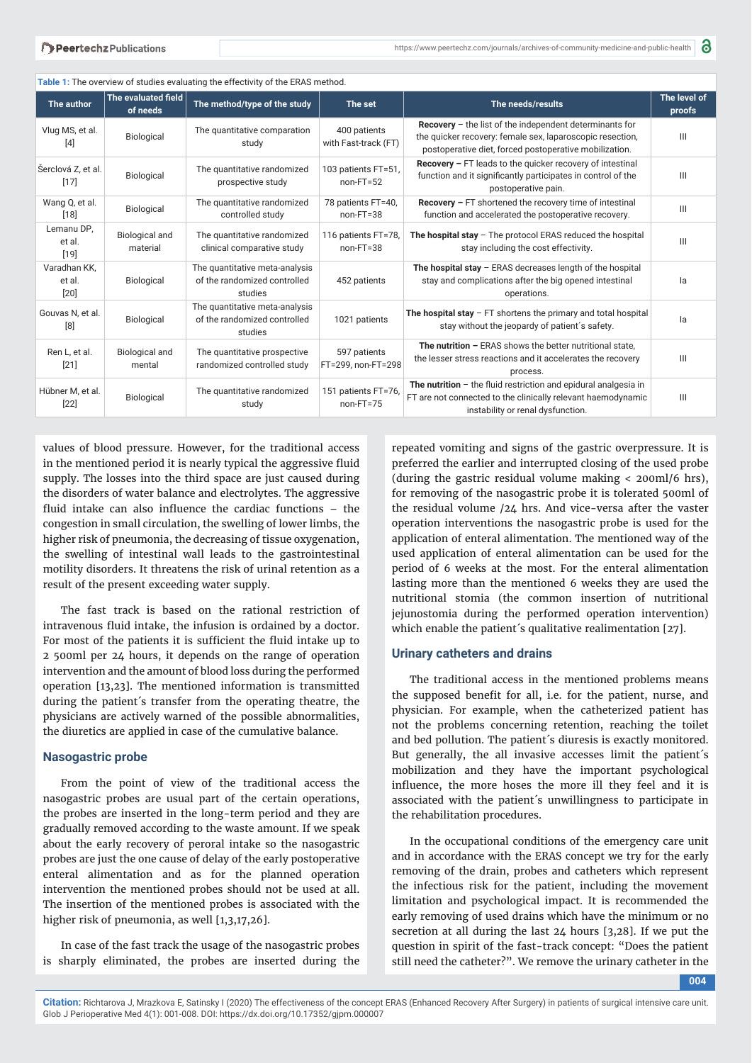**Table 1:** The overview of studies evaluating the effectivity of the ERAS method.

| The author | The evaluated field of needs | The method/type of the study | The set | The needs/results | The level of proofs |
|---|---|---|---|---|---|
| Vlug MS, et al. [4] | Biological | The quantitative comparation study | 400 patients with Fast-track (FT) | **Recovery** – the list of the independent determinants for the quicker recovery: female sex, laparoscopic resection, postoperative diet, forced postoperative mobilization. | III |
| Šerclová Z, et al. [17] | Biological | The quantitative randomized prospective study | 103 patients FT=51, non-FT=52 | **Recovery –** FT leads to the quicker recovery of intestinal function and it significantly participates in control of the postoperative pain. | III |
| Wang Q, et al. [18] | Biological | The quantitative randomized controlled study | 78 patients FT=40, non-FT=38 | **Recovery –** FT shortened the recovery time of intestinal function and accelerated the postoperative recovery. | III |
| Lemanu DP, et al. [19] | Biological and material | The quantitative randomized clinical comparative study | 116 patients FT=78, non-FT=38 | **The hospital stay** – The protocol ERAS reduced the hospital stay including the cost effectivity. | III |
| Varadhan KK, et al. [20] | Biological | The quantitative meta-analysis of the randomized controlled studies | 452 patients | **The hospital stay** – ERAS decreases length of the hospital stay and complications after the big opened intestinal operations. | Ia |
| Gouvas N, et al. [8] | Biological | The quantitative meta-analysis of the randomized controlled studies | 1021 patients | **The hospital stay** – FT shortens the primary and total hospital stay without the jeopardy of patient´s safety. | Ia |
| Ren L, et al. [21] | Biological and mental | The quantitative prospective randomized controlled study | 597 patients FT=299, non-FT=298 | **The nutrition –** ERAS shows the better nutritional state, the lesser stress reactions and it accelerates the recovery process. | III |
| Hübner M, et al. [22] | Biological | The quantitative randomized study | 151 patients FT=76, non-FT=75 | **The nutrition** – the fluid restriction and epidural analgesia in FT are not connected to the clinically relevant haemodynamic instability or renal dysfunction. | III |

values of blood pressure. However, for the traditional access in the mentioned period it is nearly typical the aggressive fluid supply. The losses into the third space are just caused during the disorders of water balance and electrolytes. The aggressive fluid intake can also influence the cardiac functions – the congestion in small circulation, the swelling of lower limbs, the higher risk of pneumonia, the decreasing of tissue oxygenation, the swelling of intestinal wall leads to the gastrointestinal motility disorders. It threatens the risk of urinal retention as a result of the present exceeding water supply.

The fast track is based on the rational restriction of intravenous fluid intake, the infusion is ordained by a doctor. For most of the patients it is sufficient the fluid intake up to 2 500ml per 24 hours, it depends on the range of operation intervention and the amount of blood loss during the performed operation [13,23]. The mentioned information is transmitted during the patient´s transfer from the operating theatre, the physicians are actively warned of the possible abnormalities, the diuretics are applied in case of the cumulative balance.

## Nasogastric probe

From the point of view of the traditional access the nasogastric probes are usual part of the certain operations, the probes are inserted in the long-term period and they are gradually removed according to the waste amount. If we speak about the early recovery of peroral intake so the nasogastric probes are just the one cause of delay of the early postoperative enteral alimentation and as for the planned operation intervention the mentioned probes should not be used at all. The insertion of the mentioned probes is associated with the higher risk of pneumonia, as well [1,3,17,26].

In case of the fast track the usage of the nasogastric probes is sharply eliminated, the probes are inserted during the repeated vomiting and signs of the gastric overpressure. It is preferred the earlier and interrupted closing of the used probe (during the gastric residual volume making < 200ml/6 hrs), for removing of the nasogastric probe it is tolerated 500ml of the residual volume /24 hrs. And vice-versa after the vaster operation interventions the nasogastric probe is used for the application of enteral alimentation. The mentioned way of the used application of enteral alimentation can be used for the period of 6 weeks at the most. For the enteral alimentation lasting more than the mentioned 6 weeks they are used the nutritional stomia (the common insertion of nutritional jejunostomia during the performed operation intervention) which enable the patient´s qualitative realimentation [27].

## Urinary catheters and drains

The traditional access in the mentioned problems means the supposed benefit for all, i.e. for the patient, nurse, and physician. For example, when the catheterized patient has not the problems concerning retention, reaching the toilet and bed pollution. The patient´s diuresis is exactly monitored. But generally, the all invasive accesses limit the patient´s mobilization and they have the important psychological influence, the more hoses the more ill they feel and it is associated with the patient´s unwillingness to participate in the rehabilitation procedures.

In the occupational conditions of the emergency care unit and in accordance with the ERAS concept we try for the early removing of the drain, probes and catheters which represent the infectious risk for the patient, including the movement limitation and psychological impact. It is recommended the early removing of used drains which have the minimum or no secretion at all during the last 24 hours [3,28]. If we put the question in spirit of the fast-track concept: "Does the patient still need the catheter?". We remove the urinary catheter in the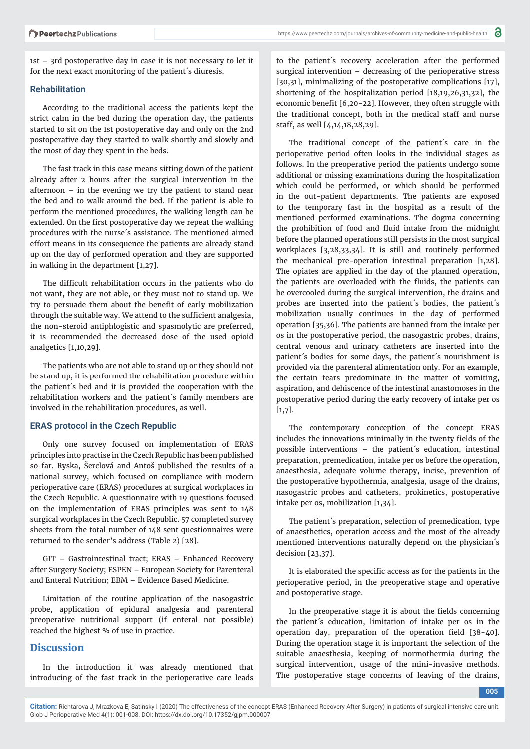1st – 3rd postoperative day in case it is not necessary to let it for the next exact monitoring of the patient´s diuresis.

### Rehabilitation

According to the traditional access the patients kept the strict calm in the bed during the operation day, the patients started to sit on the 1st postoperative day and only on the 2nd postoperative day they started to walk shortly and slowly and the most of day they spent in the beds.

The fast track in this case means sitting down of the patient already after 2 hours after the surgical intervention in the afternoon – in the evening we try the patient to stand near the bed and to walk around the bed. If the patient is able to perform the mentioned procedures, the walking length can be extended. On the first postoperative day we repeat the walking procedures with the nurse´s assistance. The mentioned aimed effort means in its consequence the patients are already stand up on the day of performed operation and they are supported in walking in the department [1,27].

The difficult rehabilitation occurs in the patients who do not want, they are not able, or they must not to stand up. We try to persuade them about the benefit of early mobilization through the suitable way. We attend to the sufficient analgesia, the non-steroid antiphlogistic and spasmolytic are preferred, it is recommended the decreased dose of the used opioid analgetics [1,10,29].

The patients who are not able to stand up or they should not be stand up, it is performed the rehabilitation procedure within the patient´s bed and it is provided the cooperation with the rehabilitation workers and the patient´s family members are involved in the rehabilitation procedures, as well.

### ERAS protocol in the Czech Republic

Only one survey focused on implementation of ERAS principles into practise in the Czech Republic has been published so far. Ryska, Šerclová and Antoš published the results of a national survey, which focused on compliance with modern perioperative care (ERAS) procedures at surgical workplaces in the Czech Republic. A questionnaire with 19 questions focused on the implementation of ERAS principles was sent to 148 surgical workplaces in the Czech Republic. 57 completed survey sheets from the total number of 148 sent questionnaires were returned to the sender's address (Table 2) [28].

GIT – Gastrointestinal tract; ERAS – Enhanced Recovery after Surgery Society; ESPEN – European Society for Parenteral and Enteral Nutrition; EBM – Evidence Based Medicine.

Limitation of the routine application of the nasogastric probe, application of epidural analgesia and parenteral preoperative nutritional support (if enteral not possible) reached the highest % of use in practice.

## Discussion

In the introduction it was already mentioned that introducing of the fast track in the perioperative care leads to the patient´s recovery acceleration after the performed surgical intervention – decreasing of the perioperative stress [30,31], minimalizing of the postoperative complications [17], shortening of the hospitalization period [18,19,26,31,32], the economic benefit [6,20-22]. However, they often struggle with the traditional concept, both in the medical staff and nurse staff, as well [4,14,18,28,29].

The traditional concept of the patient´s care in the perioperative period often looks in the individual stages as follows. In the preoperative period the patients undergo some additional or missing examinations during the hospitalization which could be performed, or which should be performed in the out-patient departments. The patients are exposed to the temporary fast in the hospital as a result of the mentioned performed examinations. The dogma concerning the prohibition of food and fluid intake from the midnight before the planned operations still persists in the most surgical workplaces [3,28,33,34]. It is still and routinely performed the mechanical pre-operation intestinal preparation [1,28]. The opiates are applied in the day of the planned operation, the patients are overloaded with the fluids, the patients can be overcooled during the surgical intervention, the drains and probes are inserted into the patient´s bodies, the patient´s mobilization usually continues in the day of performed operation [35,36]. The patients are banned from the intake per os in the postoperative period, the nasogastric probes, drains, central venous and urinary catheters are inserted into the patient´s bodies for some days, the patient´s nourishment is provided via the parenteral alimentation only. For an example, the certain fears predominate in the matter of vomiting, aspiration, and dehiscence of the intestinal anastomoses in the postoperative period during the early recovery of intake per os [1,7].

The contemporary conception of the concept ERAS includes the innovations minimally in the twenty fields of the possible interventions – the patient´s education, intestinal preparation, premedication, intake per os before the operation, anaesthesia, adequate volume therapy, incise, prevention of the postoperative hypothermia, analgesia, usage of the drains, nasogastric probes and catheters, prokinetics, postoperative intake per os, mobilization [1,34].

The patient´s preparation, selection of premedication, type of anaesthetics, operation access and the most of the already mentioned interventions naturally depend on the physician´s decision [23,37].

It is elaborated the specific access as for the patients in the perioperative period, in the preoperative stage and operative and postoperative stage.

In the preoperative stage it is about the fields concerning the patient´s education, limitation of intake per os in the operation day, preparation of the operation field [38-40]. During the operation stage it is important the selection of the suitable anaesthesia, keeping of normothermia during the surgical intervention, usage of the mini-invasive methods. The postoperative stage concerns of leaving of the drains,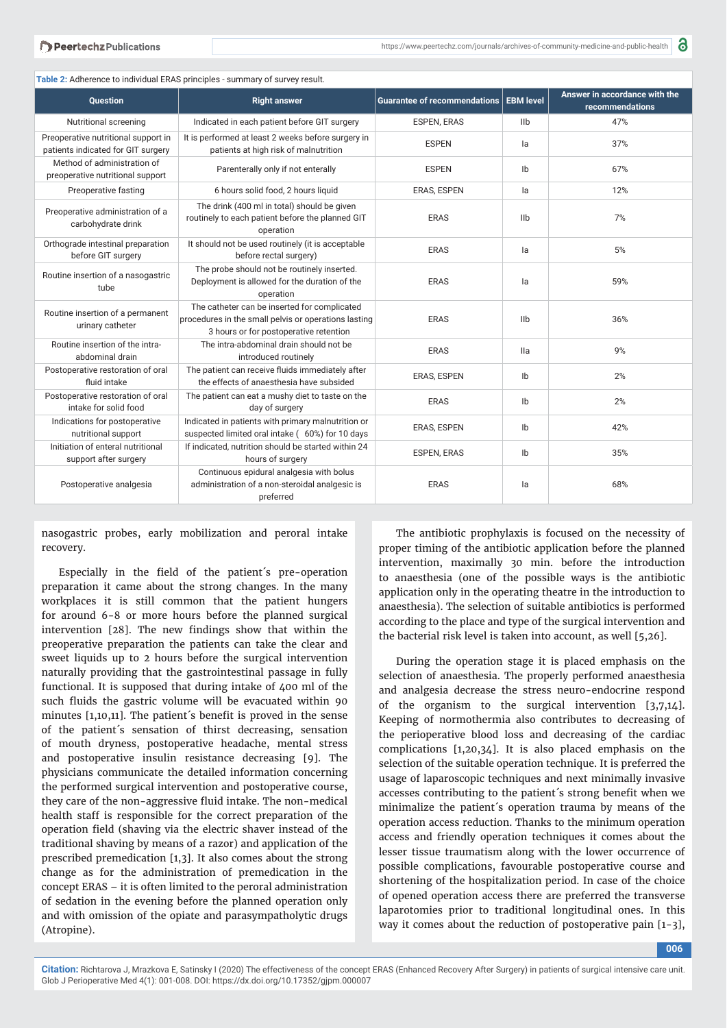**Table 2:** Adherence to individual ERAS principles - summary of survey result.

| Question | Right answer | Guarantee of recommendations | EBM level | Answer in accordance with the recommendations |
|---|---|---|---|---|
| Nutritional screening | Indicated in each patient before GIT surgery | ESPEN, ERAS | IIb | 47% |
| Preoperative nutritional support in patients indicated for GIT surgery | It is performed at least 2 weeks before surgery in patients at high risk of malnutrition | ESPEN | Ia | 37% |
| Method of administration of preoperative nutritional support | Parenterally only if not enterally | ESPEN | Ib | 67% |
| Preoperative fasting | 6 hours solid food, 2 hours liquid | ERAS, ESPEN | Ia | 12% |
| Preoperative administration of a carbohydrate drink | The drink (400 ml in total) should be given routinely to each patient before the planned GIT operation | ERAS | IIb | 7% |
| Orthograde intestinal preparation before GIT surgery | It should not be used routinely (it is acceptable before rectal surgery) | ERAS | Ia | 5% |
| Routine insertion of a nasogastric tube | The probe should not be routinely inserted. Deployment is allowed for the duration of the operation | ERAS | Ia | 59% |
| Routine insertion of a permanent urinary catheter | The catheter can be inserted for complicated procedures in the small pelvis or operations lasting 3 hours or for postoperative retention | ERAS | IIb | 36% |
| Routine insertion of the intra-abdominal drain | The intra-abdominal drain should not be introduced routinely | ERAS | IIa | 9% |
| Postoperative restoration of oral fluid intake | The patient can receive fluids immediately after the effects of anaesthesia have subsided | ERAS, ESPEN | Ib | 2% |
| Postoperative restoration of oral intake for solid food | The patient can eat a mushy diet to taste on the day of surgery | ERAS | Ib | 2% |
| Indications for postoperative nutritional support | Indicated in patients with primary malnutrition or suspected limited oral intake ( 60%) for 10 days | ERAS, ESPEN | Ib | 42% |
| Initiation of enteral nutritional support after surgery | If indicated, nutrition should be started within 24 hours of surgery | ESPEN, ERAS | Ib | 35% |
| Postoperative analgesia | Continuous epidural analgesia with bolus administration of a non-steroidal analgesic is preferred | ERAS | Ia | 68% |

nasogastric probes, early mobilization and peroral intake recovery.

Especially in the field of the patient´s pre-operation preparation it came about the strong changes. In the many workplaces it is still common that the patient hungers for around 6-8 or more hours before the planned surgical intervention [28]. The new findings show that within the preoperative preparation the patients can take the clear and sweet liquids up to 2 hours before the surgical intervention naturally providing that the gastrointestinal passage in fully functional. It is supposed that during intake of 400 ml of the such fluids the gastric volume will be evacuated within 90 minutes [1,10,11]. The patient´s benefit is proved in the sense of the patient´s sensation of thirst decreasing, sensation of mouth dryness, postoperative headache, mental stress and postoperative insulin resistance decreasing [9]. The physicians communicate the detailed information concerning the performed surgical intervention and postoperative course, they care of the non-aggressive fluid intake. The non-medical health staff is responsible for the correct preparation of the operation field (shaving via the electric shaver instead of the traditional shaving by means of a razor) and application of the prescribed premedication [1,3]. It also comes about the strong change as for the administration of premedication in the concept ERAS – it is often limited to the peroral administration of sedation in the evening before the planned operation only and with omission of the opiate and parasympatholytic drugs (Atropine).

The antibiotic prophylaxis is focused on the necessity of proper timing of the antibiotic application before the planned intervention, maximally 30 min. before the introduction to anaesthesia (one of the possible ways is the antibiotic application only in the operating theatre in the introduction to anaesthesia). The selection of suitable antibiotics is performed according to the place and type of the surgical intervention and the bacterial risk level is taken into account, as well [5,26].

During the operation stage it is placed emphasis on the selection of anaesthesia. The properly performed anaesthesia and analgesia decrease the stress neuro-endocrine respond of the organism to the surgical intervention [3,7,14]. Keeping of normothermia also contributes to decreasing of the perioperative blood loss and decreasing of the cardiac complications [1,20,34]. It is also placed emphasis on the selection of the suitable operation technique. It is preferred the usage of laparoscopic techniques and next minimally invasive accesses contributing to the patient´s strong benefit when we minimalize the patient´s operation trauma by means of the operation access reduction. Thanks to the minimum operation access and friendly operation techniques it comes about the lesser tissue traumatism along with the lower occurrence of possible complications, favourable postoperative course and shortening of the hospitalization period. In case of the choice of opened operation access there are preferred the transverse laparotomies prior to traditional longitudinal ones. In this way it comes about the reduction of postoperative pain [1-3],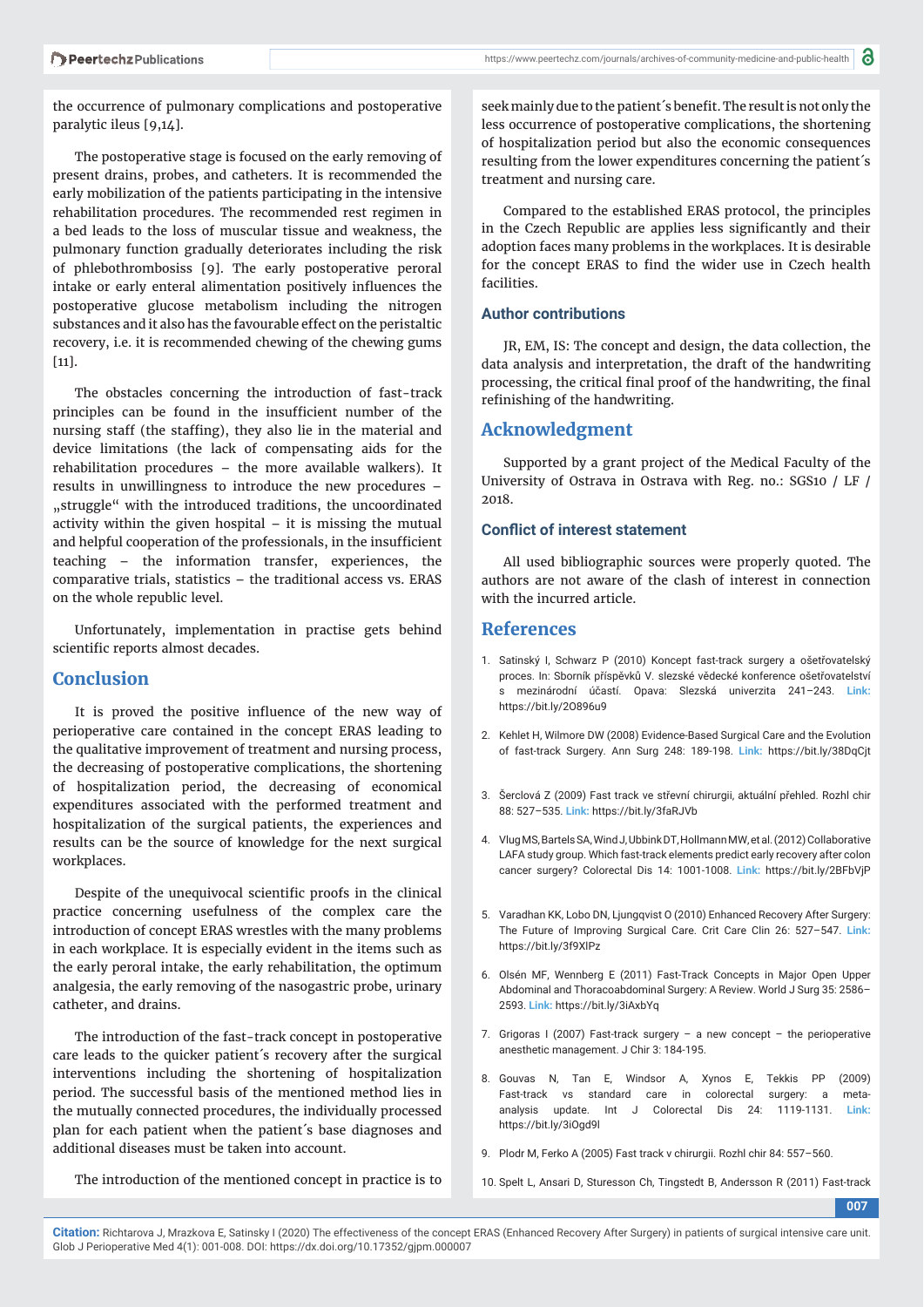the occurrence of pulmonary complications and postoperative paralytic ileus [9,14].

The postoperative stage is focused on the early removing of present drains, probes, and catheters. It is recommended the early mobilization of the patients participating in the intensive rehabilitation procedures. The recommended rest regimen in a bed leads to the loss of muscular tissue and weakness, the pulmonary function gradually deteriorates including the risk of phlebothrombosiss [9]. The early postoperative peroral intake or early enteral alimentation positively influences the postoperative glucose metabolism including the nitrogen substances and it also has the favourable effect on the peristaltic recovery, i.e. it is recommended chewing of the chewing gums [11].

The obstacles concerning the introduction of fast-track principles can be found in the insufficient number of the nursing staff (the staffing), they also lie in the material and device limitations (the lack of compensating aids for the rehabilitation procedures – the more available walkers). It results in unwillingness to introduce the new procedures – „struggle“ with the introduced traditions, the uncoordinated activity within the given hospital – it is missing the mutual and helpful cooperation of the professionals, in the insufficient teaching – the information transfer, experiences, the comparative trials, statistics – the traditional access vs. ERAS on the whole republic level.

Unfortunately, implementation in practise gets behind scientific reports almost decades.

## Conclusion

It is proved the positive influence of the new way of perioperative care contained in the concept ERAS leading to the qualitative improvement of treatment and nursing process, the decreasing of postoperative complications, the shortening of hospitalization period, the decreasing of economical expenditures associated with the performed treatment and hospitalization of the surgical patients, the experiences and results can be the source of knowledge for the next surgical workplaces.

Despite of the unequivocal scientific proofs in the clinical practice concerning usefulness of the complex care the introduction of concept ERAS wrestles with the many problems in each workplace. It is especially evident in the items such as the early peroral intake, the early rehabilitation, the optimum analgesia, the early removing of the nasogastric probe, urinary catheter, and drains.

The introduction of the fast-track concept in postoperative care leads to the quicker patient´s recovery after the surgical interventions including the shortening of hospitalization period. The successful basis of the mentioned method lies in the mutually connected procedures, the individually processed plan for each patient when the patient´s base diagnoses and additional diseases must be taken into account.

The introduction of the mentioned concept in practice is to seek mainly due to the patient´s benefit. The result is not only the less occurrence of postoperative complications, the shortening of hospitalization period but also the economic consequences resulting from the lower expenditures concerning the patient´s treatment and nursing care.

Compared to the established ERAS protocol, the principles in the Czech Republic are applies less significantly and their adoption faces many problems in the workplaces. It is desirable for the concept ERAS to find the wider use in Czech health facilities.

### Author contributions

JR, EM, IS: The concept and design, the data collection, the data analysis and interpretation, the draft of the handwriting processing, the critical final proof of the handwriting, the final refinishing of the handwriting.

## Acknowledgment

Supported by a grant project of the Medical Faculty of the University of Ostrava in Ostrava with Reg. no.: SGS10 / LF / 2018.

### Conflict of interest statement

All used bibliographic sources were properly quoted. The authors are not aware of the clash of interest in connection with the incurred article.

## References

1. Satinský I, Schwarz P (2010) Koncept fast-track surgery a ošetřovatelský proces. In: Sborník příspěvků V. slezské vědecké konference ošetřovatelství s mezinárodní účastí. Opava: Slezská univerzita 241–243. Link: https://bit.ly/2O896u9
2. Kehlet H, Wilmore DW (2008) Evidence-Based Surgical Care and the Evolution of fast-track Surgery. Ann Surg 248: 189-198. Link: https://bit.ly/38DqCjt
3. Šerclová Z (2009) Fast track ve střevní chirurgii, aktuální přehled. Rozhl chir 88: 527–535. Link: https://bit.ly/3faRJVb
4. Vlug MS, Bartels SA, Wind J, Ubbink DT, Hollmann MW, et al. (2012) Collaborative LAFA study group. Which fast-track elements predict early recovery after colon cancer surgery? Colorectal Dis 14: 1001-1008. Link: https://bit.ly/2BFbVjP
5. Varadhan KK, Lobo DN, Ljungqvist O (2010) Enhanced Recovery After Surgery: The Future of Improving Surgical Care. Crit Care Clin 26: 527–547. Link: https://bit.ly/3f9XlPz
6. Olsén MF, Wennberg E (2011) Fast-Track Concepts in Major Open Upper Abdominal and Thoracoabdominal Surgery: A Review. World J Surg 35: 2586–2593. Link: https://bit.ly/3iAxbYq
7. Grigoras I (2007) Fast-track surgery – a new concept – the perioperative anesthetic management. J Chir 3: 184-195.
8. Gouvas N, Tan E, Windsor A, Xynos E, Tekkis PP (2009) Fast-track vs standard care in colorectal surgery: a meta-analysis update. Int J Colorectal Dis 24: 1119-1131. Link: https://bit.ly/3iOgd9l
9. Plodr M, Ferko A (2005) Fast track v chirurgii. Rozhl chir 84: 557–560.
10. Spelt L, Ansari D, Sturesson Ch, Tingstedt B, Andersson R (2011) Fast-track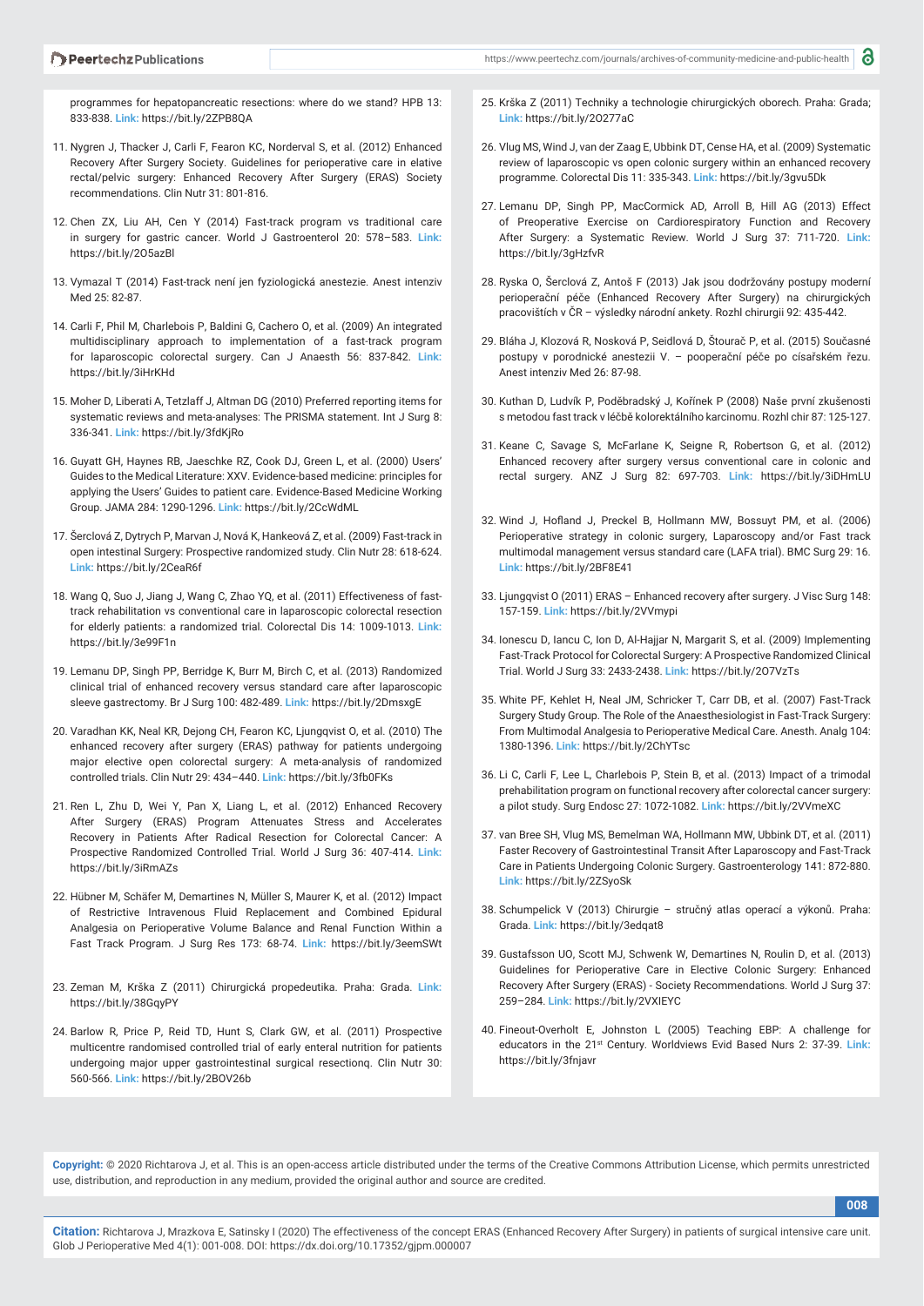programmes for hepatopancreatic resections: where do we stand? HPB 13: 833-838. Link: https://bit.ly/2ZPB8QA

11. Nygren J, Thacker J, Carli F, Fearon KC, Norderval S, et al. (2012) Enhanced Recovery After Surgery Society. Guidelines for perioperative care in elative rectal/pelvic surgery: Enhanced Recovery After Surgery (ERAS) Society recommendations. Clin Nutr 31: 801-816.

12. Chen ZX, Liu AH, Cen Y (2014) Fast-track program vs traditional care in surgery for gastric cancer. World J Gastroenterol 20: 578–583. Link: https://bit.ly/2O5azBl

13. Vymazal T (2014) Fast-track není jen fyziologická anestezie. Anest intenziv Med 25: 82-87.

14. Carli F, Phil M, Charlebois P, Baldini G, Cachero O, et al. (2009) An integrated multidisciplinary approach to implementation of a fast-track program for laparoscopic colorectal surgery. Can J Anaesth 56: 837-842. Link: https://bit.ly/3iHrKHd

15. Moher D, Liberati A, Tetzlaff J, Altman DG (2010) Preferred reporting items for systematic reviews and meta-analyses: The PRISMA statement. Int J Surg 8: 336-341. Link: https://bit.ly/3fdKjRo

16. Guyatt GH, Haynes RB, Jaeschke RZ, Cook DJ, Green L, et al. (2000) Users' Guides to the Medical Literature: XXV. Evidence-based medicine: principles for applying the Users' Guides to patient care. Evidence-Based Medicine Working Group. JAMA 284: 1290-1296. Link: https://bit.ly/2CcWdML

17. Šerclová Z, Dytrych P, Marvan J, Nová K, Hankeová Z, et al. (2009) Fast-track in open intestinal Surgery: Prospective randomized study. Clin Nutr 28: 618-624. Link: https://bit.ly/2CeaR6f

18. Wang Q, Suo J, Jiang J, Wang C, Zhao YQ, et al. (2011) Effectiveness of fast-track rehabilitation vs conventional care in laparoscopic colorectal resection for elderly patients: a randomized trial. Colorectal Dis 14: 1009-1013. Link: https://bit.ly/3e99F1n

19. Lemanu DP, Singh PP, Berridge K, Burr M, Birch C, et al. (2013) Randomized clinical trial of enhanced recovery versus standard care after laparoscopic sleeve gastrectomy. Br J Surg 100: 482-489. Link: https://bit.ly/2DmsxgE

20. Varadhan KK, Neal KR, Dejong CH, Fearon KC, Ljungqvist O, et al. (2010) The enhanced recovery after surgery (ERAS) pathway for patients undergoing major elective open colorectal surgery: A meta-analysis of randomized controlled trials. Clin Nutr 29: 434–440. Link: https://bit.ly/3fb0FKs

21. Ren L, Zhu D, Wei Y, Pan X, Liang L, et al. (2012) Enhanced Recovery After Surgery (ERAS) Program Attenuates Stress and Accelerates Recovery in Patients After Radical Resection for Colorectal Cancer: A Prospective Randomized Controlled Trial. World J Surg 36: 407-414. Link: https://bit.ly/3iRmAZs

22. Hübner M, Schäfer M, Demartines N, Müller S, Maurer K, et al. (2012) Impact of Restrictive Intravenous Fluid Replacement and Combined Epidural Analgesia on Perioperative Volume Balance and Renal Function Within a Fast Track Program. J Surg Res 173: 68-74. Link: https://bit.ly/3eemSWt

23. Zeman M, Krška Z (2011) Chirurgická propedeutika. Praha: Grada. Link: https://bit.ly/38GqyPY

24. Barlow R, Price P, Reid TD, Hunt S, Clark GW, et al. (2011) Prospective multicentre randomised controlled trial of early enteral nutrition for patients undergoing major upper gastrointestinal surgical resectionq. Clin Nutr 30: 560-566. Link: https://bit.ly/2BOV26b

25. Krška Z (2011) Techniky a technologie chirurgických oborech. Praha: Grada; Link: https://bit.ly/2O277aC

26. Vlug MS, Wind J, van der Zaag E, Ubbink DT, Cense HA, et al. (2009) Systematic review of laparoscopic vs open colonic surgery within an enhanced recovery programme. Colorectal Dis 11: 335-343. Link: https://bit.ly/3gvu5Dk

27. Lemanu DP, Singh PP, MacCormick AD, Arroll B, Hill AG (2013) Effect of Preoperative Exercise on Cardiorespiratory Function and Recovery After Surgery: a Systematic Review. World J Surg 37: 711-720. Link: https://bit.ly/3gHzfvR

28. Ryska O, Šerclová Z, Antoš F (2013) Jak jsou dodržovány postupy moderní perioperační péče (Enhanced Recovery After Surgery) na chirurgických pracovištích v ČR – výsledky národní ankety. Rozhl chirurgii 92: 435-442.

29. Bláha J, Klozová R, Nosková P, Seidlová D, Štourač P, et al. (2015) Současné postupy v porodnické anestezii V. – pooperační péče po císařském řezu. Anest intenziv Med 26: 87-98.

30. Kuthan D, Ludvík P, Poděbradský J, Kořínek P (2008) Naše první zkušenosti s metodou fast track v léčbě kolorektálního karcinomu. Rozhl chir 87: 125-127.

31. Keane C, Savage S, McFarlane K, Seigne R, Robertson G, et al. (2012) Enhanced recovery after surgery versus conventional care in colonic and rectal surgery. ANZ J Surg 82: 697-703. Link: https://bit.ly/3iDHmLU

32. Wind J, Hofland J, Preckel B, Hollmann MW, Bossuyt PM, et al. (2006) Perioperative strategy in colonic surgery, Laparoscopy and/or Fast track multimodal management versus standard care (LAFA trial). BMC Surg 29: 16. Link: https://bit.ly/2BF8E41

33. Ljungqvist O (2011) ERAS – Enhanced recovery after surgery. J Visc Surg 148: 157-159. Link: https://bit.ly/2VVmypi

34. Ionescu D, Iancu C, Ion D, Al-Hajjar N, Margarit S, et al. (2009) Implementing Fast-Track Protocol for Colorectal Surgery: A Prospective Randomized Clinical Trial. World J Surg 33: 2433-2438. Link: https://bit.ly/2O7VzTs

35. White PF, Kehlet H, Neal JM, Schricker T, Carr DB, et al. (2007) Fast-Track Surgery Study Group. The Role of the Anaesthesiologist in Fast-Track Surgery: From Multimodal Analgesia to Perioperative Medical Care. Anesth. Analg 104: 1380-1396. Link: https://bit.ly/2ChYTsc

36. Li C, Carli F, Lee L, Charlebois P, Stein B, et al. (2013) Impact of a trimodal prehabilitation program on functional recovery after colorectal cancer surgery: a pilot study. Surg Endosc 27: 1072-1082. Link: https://bit.ly/2VVmeXC

37. van Bree SH, Vlug MS, Bemelman WA, Hollmann MW, Ubbink DT, et al. (2011) Faster Recovery of Gastrointestinal Transit After Laparoscopy and Fast-Track Care in Patients Undergoing Colonic Surgery. Gastroenterology 141: 872-880. Link: https://bit.ly/2ZSyoSk

38. Schumpelick V (2013) Chirurgie – stručný atlas operací a výkonů. Praha: Grada. Link: https://bit.ly/3edqat8

39. Gustafsson UO, Scott MJ, Schwenk W, Demartines N, Roulin D, et al. (2013) Guidelines for Perioperative Care in Elective Colonic Surgery: Enhanced Recovery After Surgery (ERAS) - Society Recommendations. World J Surg 37: 259–284. Link: https://bit.ly/2VXlEYC

40. Fineout-Overholt E, Johnston L (2005) Teaching EBP: A challenge for educators in the 21st Century. Worldviews Evid Based Nurs 2: 37-39. Link: https://bit.ly/3fnjavr

**Copyright:** © 2020 Richtarova J, et al. This is an open-access article distributed under the terms of the Creative Commons Attribution License, which permits unrestricted use, distribution, and reproduction in any medium, provided the original author and source are credited.